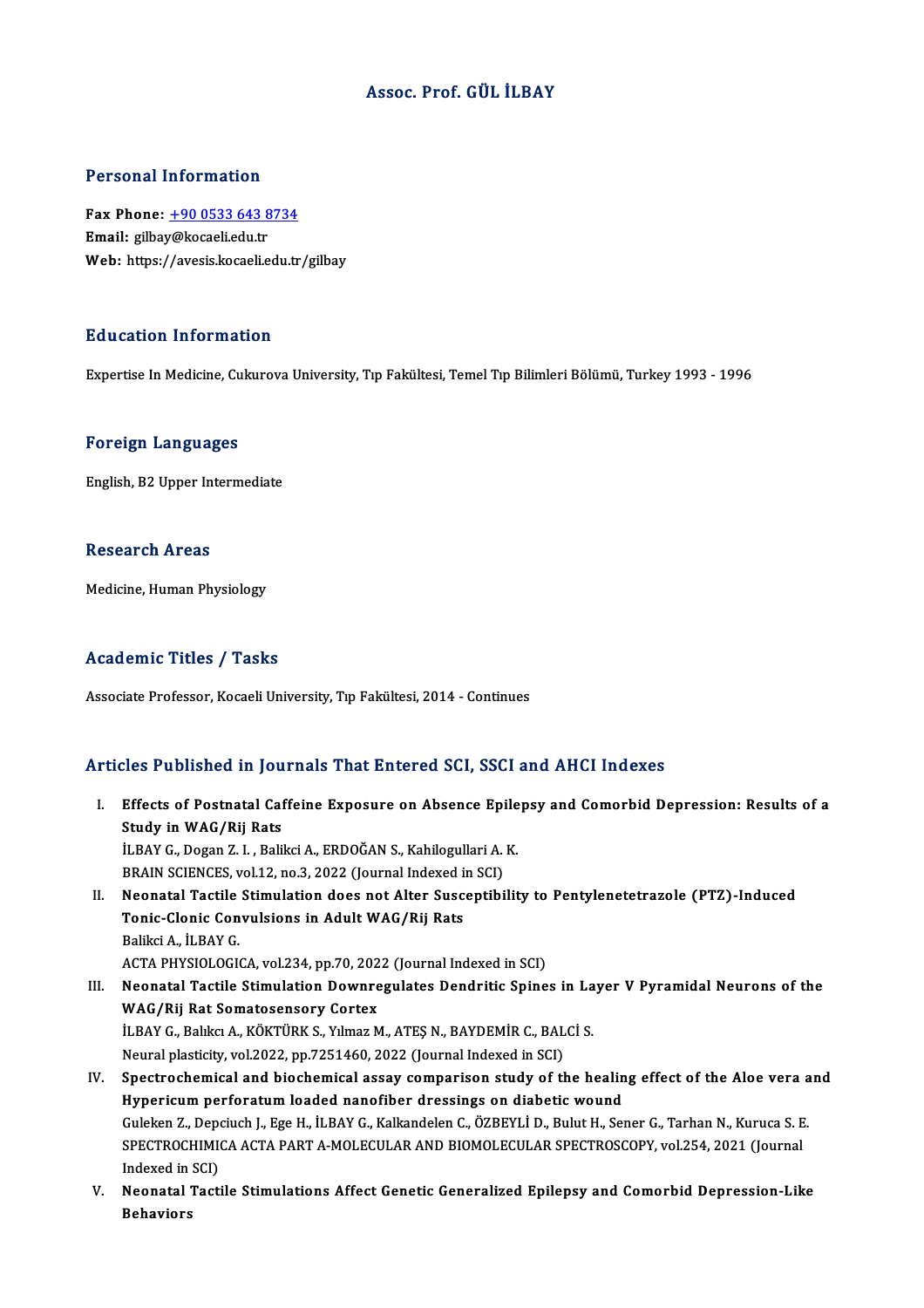# Assoc. Prof. GÜL İLBAY

## Personal Information

**Fax Phone:** +90 0533 643 8734
**Email:** gilbay@kocaeli.edu.tr
**Web:** https://avesis.kocaeli.edu.tr/gilbay

## Education Information

Expertise In Medicine, Cukurova University, Tıp Fakültesi, Temel Tıp Bilimleri Bölümü, Turkey 1993 - 1996

## Foreign Languages

English, B2 Upper Intermediate

## Research Areas

Medicine, Human Physiology

## Academic Titles / Tasks

Associate Professor, Kocaeli University, Tıp Fakültesi, 2014 - Continues

## Articles Published in Journals That Entered SCI, SSCI and AHCI Indexes

I. **Effects of Postnatal Caffeine Exposure on Absence Epilepsy and Comorbid Depression: Results of a Study in WAG/Rij Rats**
İLBAY G., Dogan Z. I. , Balikci A., ERDOĞAN S., Kahilogullari A. K.
BRAIN SCIENCES, vol.12, no.3, 2022 (Journal Indexed in SCI)

II. **Neonatal Tactile Stimulation does not Alter Susceptibility to Pentylenetetrazole (PTZ)-Induced Tonic-Clonic Convulsions in Adult WAG/Rij Rats**
Balikci A., İLBAY G.
ACTA PHYSIOLOGICA, vol.234, pp.70, 2022 (Journal Indexed in SCI)

III. **Neonatal Tactile Stimulation Downregulates Dendritic Spines in Layer V Pyramidal Neurons of the WAG/Rij Rat Somatosensory Cortex**
İLBAY G., Balıkcı A., KÖKTÜRK S., Yılmaz M., ATEŞ N., BAYDEMİR C., BALCİ S.
Neural plasticity, vol.2022, pp.7251460, 2022 (Journal Indexed in SCI)

IV. **Spectrochemical and biochemical assay comparison study of the healing effect of the Aloe vera and Hypericum perforatum loaded nanofiber dressings on diabetic wound**
Guleken Z., Depciuch J., Ege H., İLBAY G., Kalkandelen C., ÖZBEYLİ D., Bulut H., Sener G., Tarhan N., Kuruca S. E.
SPECTROCHIMICA ACTA PART A-MOLECULAR AND BIOMOLECULAR SPECTROSCOPY, vol.254, 2021 (Journal Indexed in SCI)

V. **Neonatal Tactile Stimulations Affect Genetic Generalized Epilepsy and Comorbid Depression-Like Behaviors**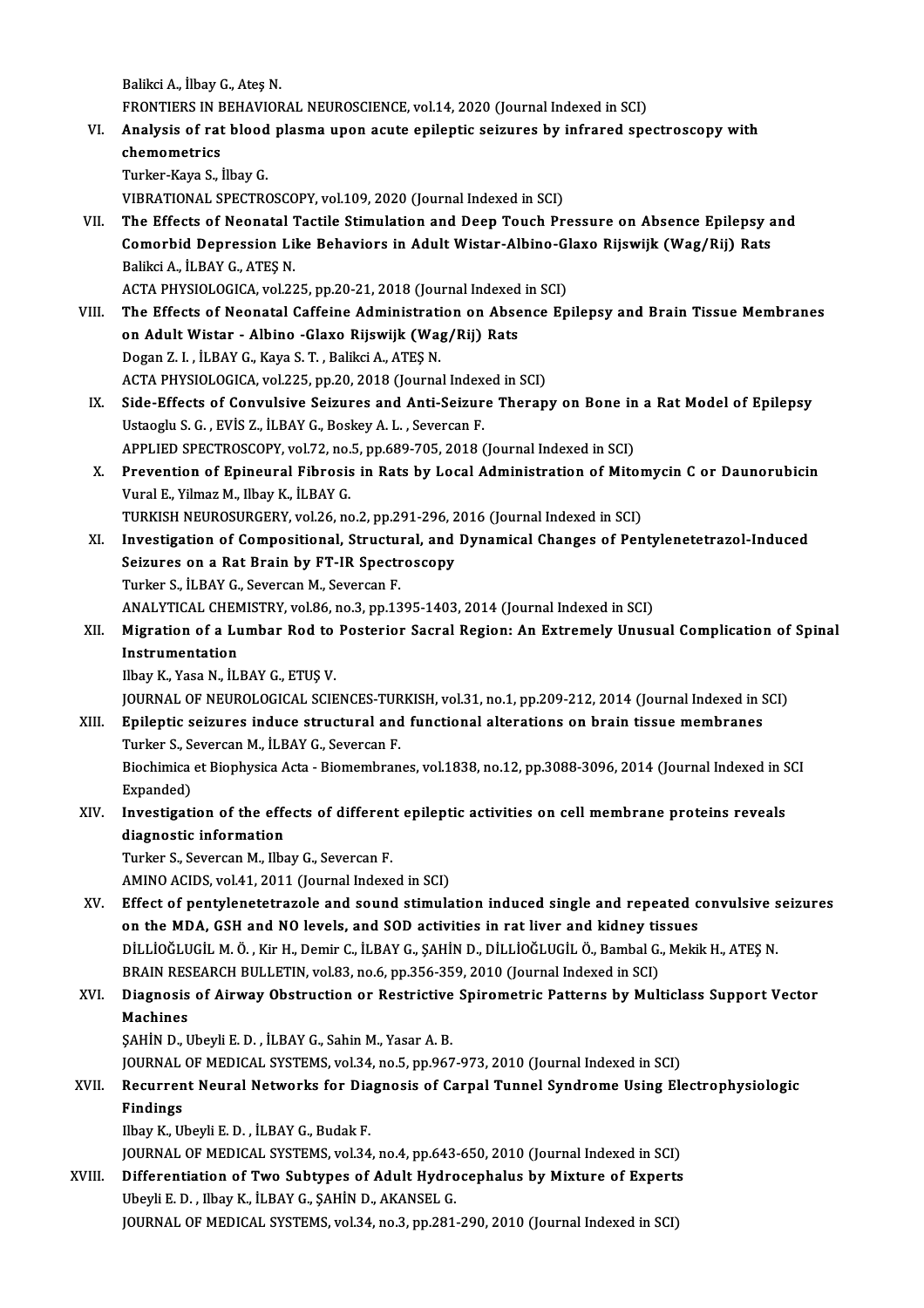Balikci A., İlbay G., Ateş N.
FRONTIERS IN BEHAVIORAL NEUROSCIENCE, vol.14, 2020 (Journal Indexed in SCI)

VI. **Analysis of rat blood plasma upon acute epileptic seizures by infrared spectroscopy with chemometrics**
Turker-Kaya S., İlbay G.
VIBRATIONAL SPECTROSCOPY, vol.109, 2020 (Journal Indexed in SCI)

VII. **The Effects of Neonatal Tactile Stimulation and Deep Touch Pressure on Absence Epilepsy and Comorbid Depression Like Behaviors in Adult Wistar-Albino-Glaxo Rijswijk (Wag/Rij) Rats**
Balikci A., İLBAY G., ATEŞ N.
ACTA PHYSIOLOGICA, vol.225, pp.20-21, 2018 (Journal Indexed in SCI)

VIII. **The Effects of Neonatal Caffeine Administration on Absence Epilepsy and Brain Tissue Membranes on Adult Wistar - Albino -Glaxo Rijswijk (Wag/Rij) Rats**
Dogan Z. I. , İLBAY G., Kaya S. T. , Balikci A., ATEŞ N.
ACTA PHYSIOLOGICA, vol.225, pp.20, 2018 (Journal Indexed in SCI)

IX. **Side-Effects of Convulsive Seizures and Anti-Seizure Therapy on Bone in a Rat Model of Epilepsy**
Ustaoglu S. G. , EVİS Z., İLBAY G., Boskey A. L. , Severcan F.
APPLIED SPECTROSCOPY, vol.72, no.5, pp.689-705, 2018 (Journal Indexed in SCI)

X. **Prevention of Epineural Fibrosis in Rats by Local Administration of Mitomycin C or Daunorubicin**
Vural E., Yilmaz M., Ilbay K., İLBAY G.
TURKISH NEUROSURGERY, vol.26, no.2, pp.291-296, 2016 (Journal Indexed in SCI)

XI. **Investigation of Compositional, Structural, and Dynamical Changes of Pentylenetetrazol-Induced Seizures on a Rat Brain by FT-IR Spectroscopy**
Turker S., İLBAY G., Severcan M., Severcan F.
ANALYTICAL CHEMISTRY, vol.86, no.3, pp.1395-1403, 2014 (Journal Indexed in SCI)

XII. **Migration of a Lumbar Rod to Posterior Sacral Region: An Extremely Unusual Complication of Spinal Instrumentation**
Ilbay K., Yasa N., İLBAY G., ETUŞ V.
JOURNAL OF NEUROLOGICAL SCIENCES-TURKISH, vol.31, no.1, pp.209-212, 2014 (Journal Indexed in SCI)

XIII. **Epileptic seizures induce structural and functional alterations on brain tissue membranes**
Turker S., Severcan M., İLBAY G., Severcan F.
Biochimica et Biophysica Acta - Biomembranes, vol.1838, no.12, pp.3088-3096, 2014 (Journal Indexed in SCI Expanded)

XIV. **Investigation of the effects of different epileptic activities on cell membrane proteins reveals diagnostic information**
Turker S., Severcan M., Ilbay G., Severcan F.
AMINO ACIDS, vol.41, 2011 (Journal Indexed in SCI)

XV. **Effect of pentylenetetrazole and sound stimulation induced single and repeated convulsive seizures on the MDA, GSH and NO levels, and SOD activities in rat liver and kidney tissues**
DİLLİOĞLUGİL M. Ö. , Kir H., Demir C., İLBAY G., ŞAHİN D., DİLLİOĞLUGİL Ö., Bambal G., Mekik H., ATEŞ N.
BRAIN RESEARCH BULLETIN, vol.83, no.6, pp.356-359, 2010 (Journal Indexed in SCI)

XVI. **Diagnosis of Airway Obstruction or Restrictive Spirometric Patterns by Multiclass Support Vector Machines**
ŞAHİN D., Ubeyli E. D. , İLBAY G., Sahin M., Yasar A. B.
JOURNAL OF MEDICAL SYSTEMS, vol.34, no.5, pp.967-973, 2010 (Journal Indexed in SCI)

XVII. **Recurrent Neural Networks for Diagnosis of Carpal Tunnel Syndrome Using Electrophysiologic Findings**
Ilbay K., Ubeyli E. D. , İLBAY G., Budak F.
JOURNAL OF MEDICAL SYSTEMS, vol.34, no.4, pp.643-650, 2010 (Journal Indexed in SCI)

XVIII. **Differentiation of Two Subtypes of Adult Hydrocephalus by Mixture of Experts**
Ubeyli E. D. , Ilbay K., İLBAY G., ŞAHİN D., AKANSEL G.
JOURNAL OF MEDICAL SYSTEMS, vol.34, no.3, pp.281-290, 2010 (Journal Indexed in SCI)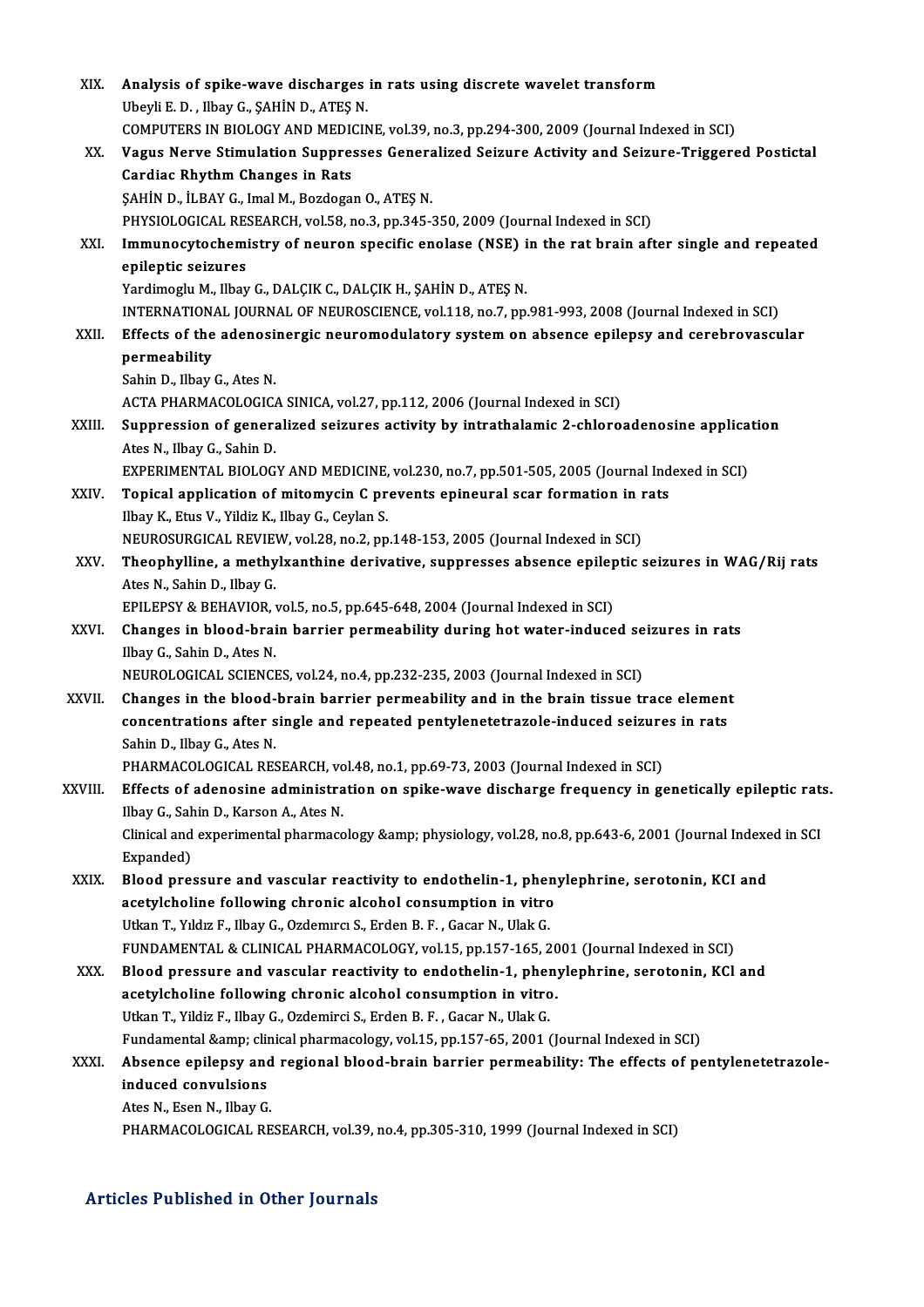XIX. **Analysis of spike-wave discharges in rats using discrete wavelet transform**
Ubeyli E. D. , Ilbay G., ŞAHİN D., ATEŞ N.
COMPUTERS IN BIOLOGY AND MEDICINE, vol.39, no.3, pp.294-300, 2009 (Journal Indexed in SCI)

XX. **Vagus Nerve Stimulation Suppresses Generalized Seizure Activity and Seizure-Triggered Postictal Cardiac Rhythm Changes in Rats**
ŞAHİN D., İLBAY G., Imal M., Bozdogan O., ATEŞ N.
PHYSIOLOGICAL RESEARCH, vol.58, no.3, pp.345-350, 2009 (Journal Indexed in SCI)

XXI. **Immunocytochemistry of neuron specific enolase (NSE) in the rat brain after single and repeated epileptic seizures**
Yardimoglu M., Ilbay G., DALÇIK C., DALÇIK H., ŞAHİN D., ATEŞ N.
INTERNATIONAL JOURNAL OF NEUROSCIENCE, vol.118, no.7, pp.981-993, 2008 (Journal Indexed in SCI)

XXII. **Effects of the adenosinergic neuromodulatory system on absence epilepsy and cerebrovascular permeability**
Sahin D., Ilbay G., Ates N.
ACTA PHARMACOLOGICA SINICA, vol.27, pp.112, 2006 (Journal Indexed in SCI)

XXIII. **Suppression of generalized seizures activity by intrathalamic 2-chloroadenosine application**
Ates N., Ilbay G., Sahin D.
EXPERIMENTAL BIOLOGY AND MEDICINE, vol.230, no.7, pp.501-505, 2005 (Journal Indexed in SCI)

XXIV. **Topical application of mitomycin C prevents epineural scar formation in rats**
Ilbay K., Etus V., Yildiz K., Ilbay G., Ceylan S.
NEUROSURGICAL REVIEW, vol.28, no.2, pp.148-153, 2005 (Journal Indexed in SCI)

XXV. **Theophylline, a methylxanthine derivative, suppresses absence epileptic seizures in WAG/Rij rats**
Ates N., Sahin D., Ilbay G.
EPILEPSY & BEHAVIOR, vol.5, no.5, pp.645-648, 2004 (Journal Indexed in SCI)

XXVI. **Changes in blood-brain barrier permeability during hot water-induced seizures in rats**
Ilbay G., Sahin D., Ates N.
NEUROLOGICAL SCIENCES, vol.24, no.4, pp.232-235, 2003 (Journal Indexed in SCI)

XXVII. **Changes in the blood-brain barrier permeability and in the brain tissue trace element concentrations after single and repeated pentylenetetrazole-induced seizures in rats**
Sahin D., Ilbay G., Ates N.
PHARMACOLOGICAL RESEARCH, vol.48, no.1, pp.69-73, 2003 (Journal Indexed in SCI)

XXVIII. **Effects of adenosine administration on spike-wave discharge frequency in genetically epileptic rats.**
Ilbay G., Sahin D., Karson A., Ates N.
Clinical and experimental pharmacology &amp; physiology, vol.28, no.8, pp.643-6, 2001 (Journal Indexed in SCI Expanded)

XXIX. **Blood pressure and vascular reactivity to endothelin-1, phenylephrine, serotonin, KCI and acetylcholine following chronic alcohol consumption in vitro**
Utkan T., Yıldız F., Ilbay G., Ozdemırcı S., Erden B. F. , Gacar N., Ulak G.
FUNDAMENTAL & CLINICAL PHARMACOLOGY, vol.15, pp.157-165, 2001 (Journal Indexed in SCI)

XXX. **Blood pressure and vascular reactivity to endothelin-1, phenylephrine, serotonin, KCl and acetylcholine following chronic alcohol consumption in vitro.**
Utkan T., Yildiz F., Ilbay G., Ozdemirci S., Erden B. F. , Gacar N., Ulak G.
Fundamental &amp; clinical pharmacology, vol.15, pp.157-65, 2001 (Journal Indexed in SCI)

XXXI. **Absence epilepsy and regional blood-brain barrier permeability: The effects of pentylenetetrazole-induced convulsions**
Ates N., Esen N., Ilbay G.
PHARMACOLOGICAL RESEARCH, vol.39, no.4, pp.305-310, 1999 (Journal Indexed in SCI)

## Articles Published in Other Journals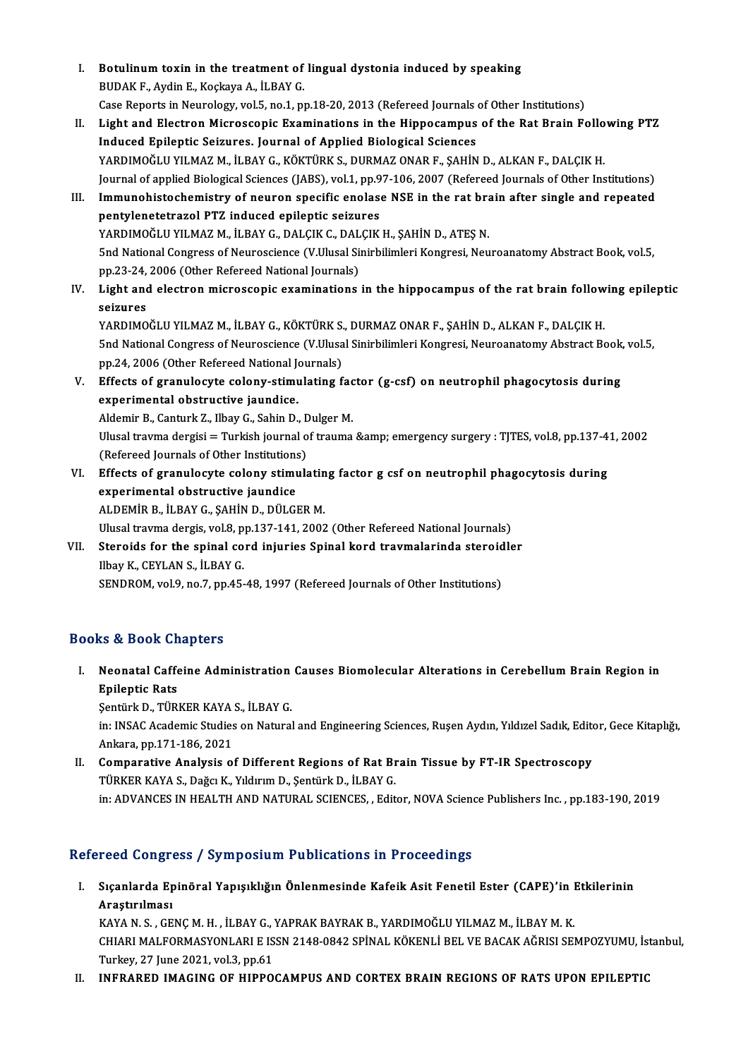I. **Botulinum toxin in the treatment of lingual dystonia induced by speaking**
BUDAK F., Aydin E., Koçkaya A., İLBAY G.
Case Reports in Neurology, vol.5, no.1, pp.18-20, 2013 (Refereed Journals of Other Institutions)

II. **Light and Electron Microscopic Examinations in the Hippocampus of the Rat Brain Following PTZ Induced Epileptic Seizures. Journal of Applied Biological Sciences**
YARDIMOĞLU YILMAZ M., İLBAY G., KÖKTÜRK S., DURMAZ ONAR F., ŞAHİN D., ALKAN F., DALÇIK H.
Journal of applied Biological Sciences (JABS), vol.1, pp.97-106, 2007 (Refereed Journals of Other Institutions)

III. **Immunohistochemistry of neuron specific enolase NSE in the rat brain after single and repeated pentylenetetrazol PTZ induced epileptic seizures**
YARDIMOĞLU YILMAZ M., İLBAY G., DALÇIK C., DALÇIK H., ŞAHİN D., ATEŞ N.
5nd National Congress of Neuroscience (V.Ulusal Sinirbilimleri Kongresi, Neuroanatomy Abstract Book, vol.5, pp.23-24, 2006 (Other Refereed National Journals)

IV. **Light and electron microscopic examinations in the hippocampus of the rat brain following epileptic seizures**
YARDIMOĞLU YILMAZ M., İLBAY G., KÖKTÜRK S., DURMAZ ONAR F., ŞAHİN D., ALKAN F., DALÇIK H.
5nd National Congress of Neuroscience (V.Ulusal Sinirbilimleri Kongresi, Neuroanatomy Abstract Book, vol.5, pp.24, 2006 (Other Refereed National Journals)

V. **Effects of granulocyte colony-stimulating factor (g-csf) on neutrophil phagocytosis during experimental obstructive jaundice.**
Aldemir B., Canturk Z., Ilbay G., Sahin D., Dulger M.
Ulusal travma dergisi = Turkish journal of trauma &amp; emergency surgery : TJTES, vol.8, pp.137-41, 2002 (Refereed Journals of Other Institutions)

VI. **Effects of granulocyte colony stimulating factor g csf on neutrophil phagocytosis during experimental obstructive jaundice**
ALDEMİR B., İLBAY G., ŞAHİN D., DÜLGER M.
Ulusal travma dergis, vol.8, pp.137-141, 2002 (Other Refereed National Journals)

VII. **Steroids for the spinal cord injuries Spinal kord travmalarinda steroidler**
Ilbay K., CEYLAN S., İLBAY G.
SENDROM, vol.9, no.7, pp.45-48, 1997 (Refereed Journals of Other Institutions)

## Books & Book Chapters

I. **Neonatal Caffeine Administration Causes Biomolecular Alterations in Cerebellum Brain Region in Epileptic Rats**
Şentürk D., TÜRKER KAYA S., İLBAY G.
in: INSAC Academic Studies on Natural and Engineering Sciences, Ruşen Aydın, Yıldızel Sadık, Editor, Gece Kitaplığı, Ankara, pp.171-186, 2021

II. **Comparative Analysis of Different Regions of Rat Brain Tissue by FT-IR Spectroscopy**
TÜRKER KAYA S., Dağcı K., Yıldırım D., Şentürk D., İLBAY G.
in: ADVANCES IN HEALTH AND NATURAL SCIENCES, , Editor, NOVA Science Publishers Inc. , pp.183-190, 2019

## Refereed Congress / Symposium Publications in Proceedings

I. **Sıçanlarda Epinöral Yapışıklığın Önlenmesinde Kafeik Asit Fenetil Ester (CAPE)'in Etkilerinin Araştırılması**
KAYA N. S. , GENÇ M. H. , İLBAY G., YAPRAK BAYRAK B., YARDIMOĞLU YILMAZ M., İLBAY M. K.
CHIARI MALFORMASYONLARI E ISSN 2148-0842 SPİNAL KÖKENLİ BEL VE BACAK AĞRISI SEMPOZYUMU, İstanbul, Turkey, 27 June 2021, vol.3, pp.61

II. **INFRARED IMAGING OF HIPPOCAMPUS AND CORTEX BRAIN REGIONS OF RATS UPON EPILEPTIC**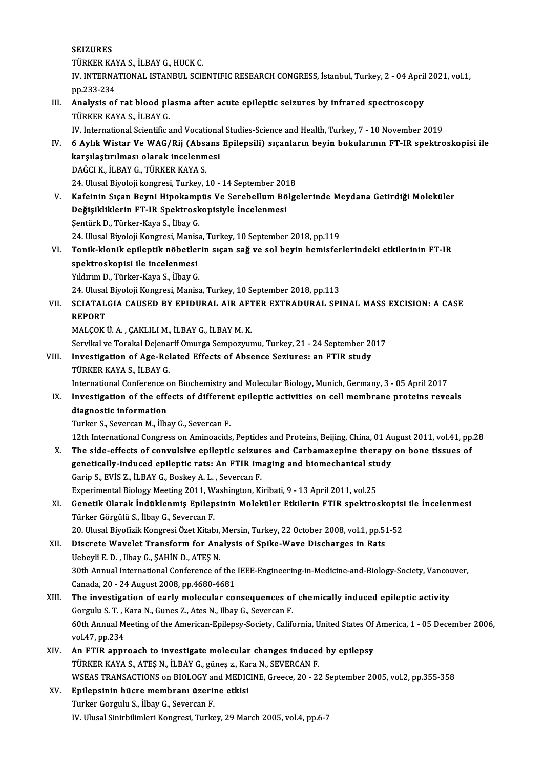SEIZURES
TÜRKER KAYA S., İLBAY G., HUCK C.
IV. INTERNATIONAL ISTANBUL SCIENTIFIC RESEARCH CONGRESS, İstanbul, Turkey, 2 - 04 April 2021, vol.1, pp.233-234

III. **Analysis of rat blood plasma after acute epileptic seizures by infrared spectroscopy**
TÜRKER KAYA S., İLBAY G.
IV. International Scientific and Vocational Studies-Science and Health, Turkey, 7 - 10 November 2019

IV. **6 Aylık Wistar Ve WAG/Rij (Absans Epilepsili) sıçanların beyin bokularının FT-IR spektroskopisi ile karşılaştırılması olarak incelenmesi**
DAĞCI K., İLBAY G., TÜRKER KAYA S.
24. Ulusal Biyoloji kongresi, Turkey, 10 - 14 September 2018

V. **Kafeinin Sıçan Beyni Hipokampüs Ve Serebellum Bölgelerinde Meydana Getirdiği Moleküler Değişikliklerin FT-IR Spektroskopisiyle İncelenmesi**
Şentürk D., Türker-Kaya S., İlbay G.
24. Ulusal Biyoloji Kongresi, Manisa, Turkey, 10 September 2018, pp.119

VI. **Tonik-klonik epileptik nöbetlerin sıçan sağ ve sol beyin hemisferlerindeki etkilerinin FT-IR spektroskopisi ile incelenmesi**
Yıldırım D., Türker-Kaya S., İlbay G.
24. Ulusal Biyoloji Kongresi, Manisa, Turkey, 10 September 2018, pp.113

VII. **SCIATALGIA CAUSED BY EPIDURAL AIR AFTER EXTRADURAL SPINAL MASS EXCISION: A CASE REPORT**
MALÇOK Ü. A. , ÇAKLILI M., İLBAY G., İLBAY M. K.
Servikal ve Torakal Dejenarif Omurga Sempozyumu, Turkey, 21 - 24 September 2017

VIII. **Investigation of Age-Related Effects of Absence Seziures: an FTIR study**
TÜRKER KAYA S., İLBAY G.
International Conference on Biochemistry and Molecular Biology, Munich, Germany, 3 - 05 April 2017

IX. **Investigation of the effects of different epileptic activities on cell membrane proteins reveals diagnostic information**
Turker S., Severcan M., İlbay G., Severcan F.
12th International Congress on Aminoacids, Peptides and Proteins, Beijing, China, 01 August 2011, vol.41, pp.28

X. **The side-effects of convulsive epileptic seizures and Carbamazepine therapy on bone tissues of genetically-induced epileptic rats: An FTIR imaging and biomechanical study**
Garip S., EVİS Z., İLBAY G., Boskey A. L. , Severcan F.
Experimental Biology Meeting 2011, Washington, Kiribati, 9 - 13 April 2011, vol.25

XI. **Genetik Olarak İndüklenmiş Epilepsinin Moleküler Etkilerin FTIR spektroskopisi ile İncelenmesi**
Türker Görgülü S., İlbay G., Severcan F.
20. Ulusal Biyofizik Kongresi Özet Kitabı, Mersin, Turkey, 22 October 2008, vol.1, pp.51-52

XII. **Discrete Wavelet Transform for Analysis of Spike-Wave Discharges in Rats**
Uebeyli E. D. , Ilbay G., ŞAHİN D., ATEŞ N.
30th Annual International Conference of the IEEE-Engineering-in-Medicine-and-Biology-Society, Vancouver, Canada, 20 - 24 August 2008, pp.4680-4681

XIII. **The investigation of early molecular consequences of chemically induced epileptic activity**
Gorgulu S. T. , Kara N., Gunes Z., Ates N., Ilbay G., Severcan F.
60th Annual Meeting of the American-Epilepsy-Society, California, United States Of America, 1 - 05 December 2006, vol.47, pp.234

XIV. **An FTIR approach to investigate molecular changes induced by epilepsy**
TÜRKER KAYA S., ATEŞ N., İLBAY G., güneş z., Kara N., SEVERCAN F.
WSEAS TRANSACTIONS on BIOLOGY and MEDICINE, Greece, 20 - 22 September 2005, vol.2, pp.355-358

XV. **Epilepsinin hücre membranı üzerine etkisi**
Turker Gorgulu S., İlbay G., Severcan F.
IV. Ulusal Sinirbilimleri Kongresi, Turkey, 29 March 2005, vol.4, pp.6-7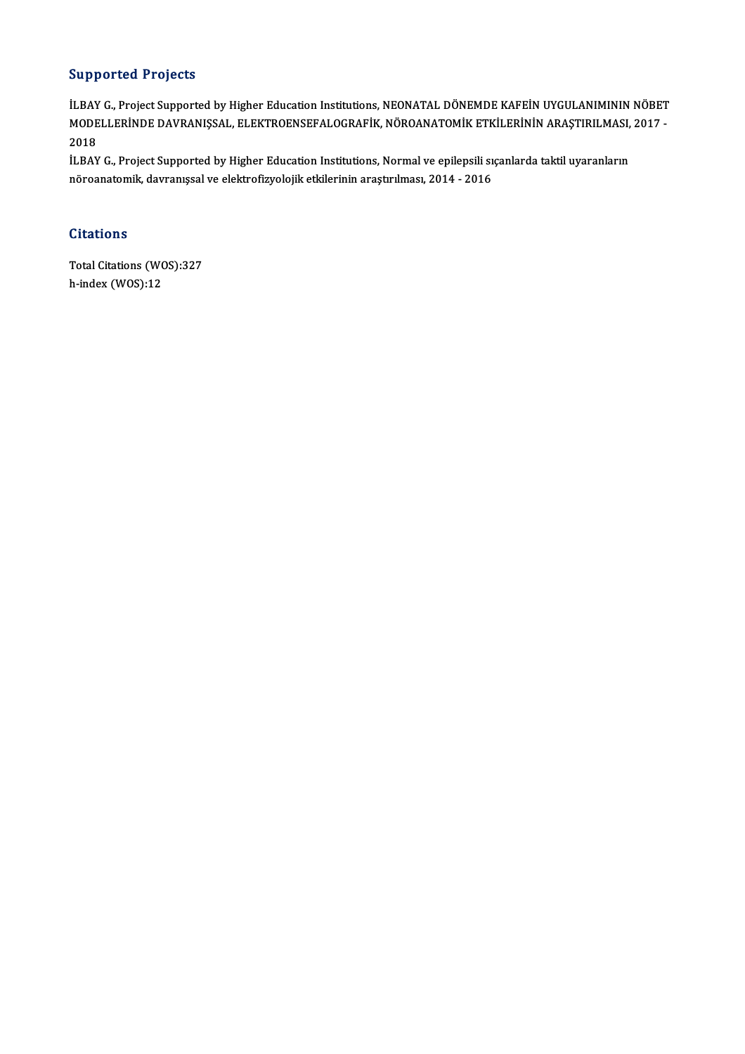## Supported Projects

İLBAY G., Project Supported by Higher Education Institutions, NEONATAL DÖNEMDE KAFEİN UYGULANIMININ NÖBET MODELLERİNDE DAVRANIŞSAL, ELEKTROENSEFALOGRAFİK, NÖROANATOMİK ETKİLERİNİN ARAŞTIRILMASI, 2017 - 2018

İLBAY G., Project Supported by Higher Education Institutions, Normal ve epilepsili sıçanlarda taktil uyaranların nöroanatomik, davranışsal ve elektrofizyolojik etkilerinin araştırılması, 2014 - 2016

## Citations

Total Citations (WOS):327
h-index (WOS):12